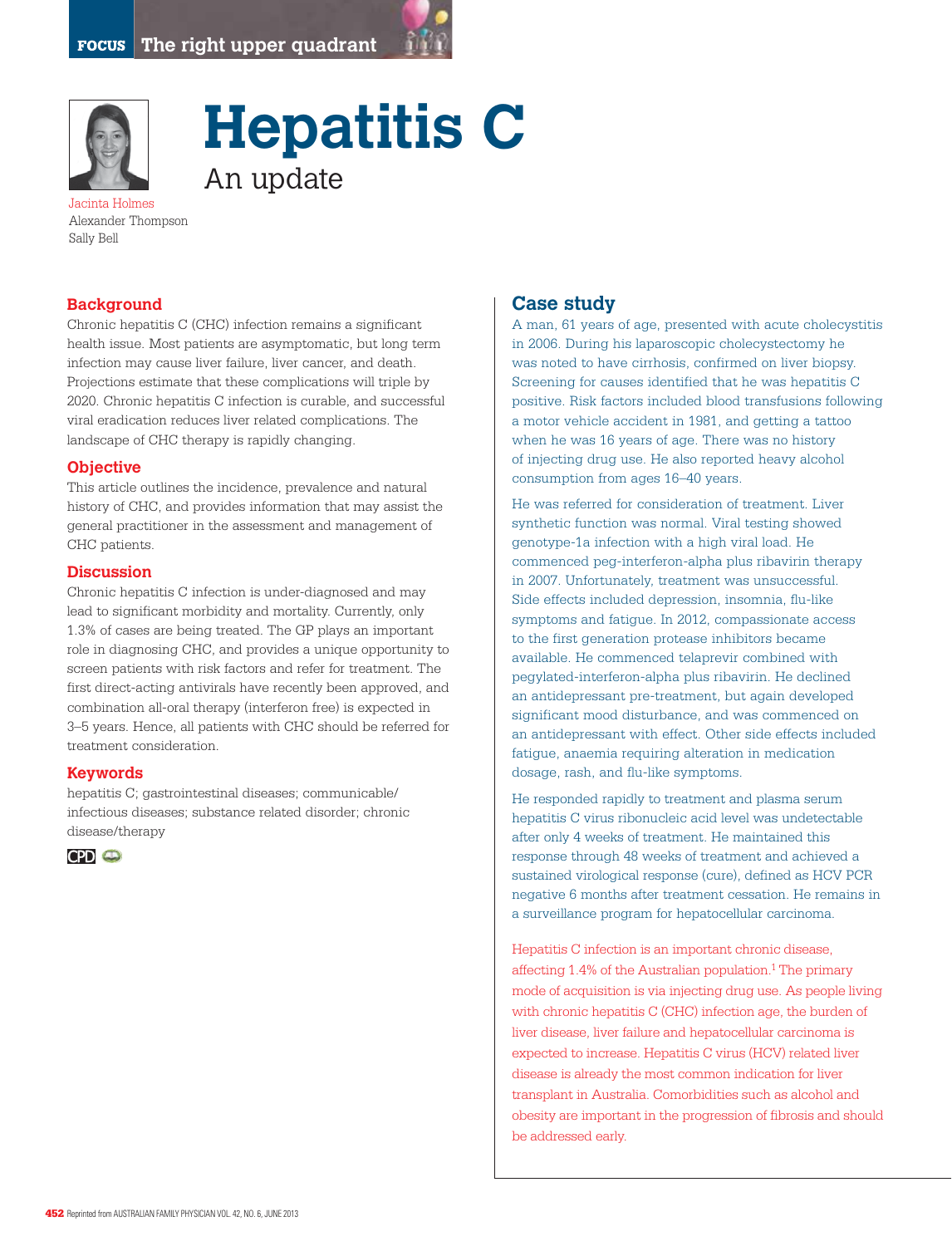FOCUS The right upper quadrant

# Hepatitis C

## An update

Jacinta Holmes
Alexander Thompson
Sally Bell

### Background

Chronic hepatitis C (CHC) infection remains a significant health issue. Most patients are asymptomatic, but long term infection may cause liver failure, liver cancer, and death. Projections estimate that these complications will triple by 2020. Chronic hepatitis C infection is curable, and successful viral eradication reduces liver related complications. The landscape of CHC therapy is rapidly changing.

### Objective

This article outlines the incidence, prevalence and natural history of CHC, and provides information that may assist the general practitioner in the assessment and management of CHC patients.

### Discussion

Chronic hepatitis C infection is under-diagnosed and may lead to significant morbidity and mortality. Currently, only 1.3% of cases are being treated. The GP plays an important role in diagnosing CHC, and provides a unique opportunity to screen patients with risk factors and refer for treatment. The first direct-acting antivirals have recently been approved, and combination all-oral therapy (interferon free) is expected in 3–5 years. Hence, all patients with CHC should be referred for treatment consideration.

### Keywords

hepatitis C; gastrointestinal diseases; communicable/infectious diseases; substance related disorder; chronic disease/therapy

## Case study

A man, 61 years of age, presented with acute cholecystitis in 2006. During his laparoscopic cholecystectomy he was noted to have cirrhosis, confirmed on liver biopsy. Screening for causes identified that he was hepatitis C positive. Risk factors included blood transfusions following a motor vehicle accident in 1981, and getting a tattoo when he was 16 years of age. There was no history of injecting drug use. He also reported heavy alcohol consumption from ages 16–40 years.

He was referred for consideration of treatment. Liver synthetic function was normal. Viral testing showed genotype-1a infection with a high viral load. He commenced peg-interferon-alpha plus ribavirin therapy in 2007. Unfortunately, treatment was unsuccessful. Side effects included depression, insomnia, flu-like symptoms and fatigue. In 2012, compassionate access to the first generation protease inhibitors became available. He commenced telaprevir combined with pegylated-interferon-alpha plus ribavirin. He declined an antidepressant pre-treatment, but again developed significant mood disturbance, and was commenced on an antidepressant with effect. Other side effects included fatigue, anaemia requiring alteration in medication dosage, rash, and flu-like symptoms.

He responded rapidly to treatment and plasma serum hepatitis C virus ribonucleic acid level was undetectable after only 4 weeks of treatment. He maintained this response through 48 weeks of treatment and achieved a sustained virological response (cure), defined as HCV PCR negative 6 months after treatment cessation. He remains in a surveillance program for hepatocellular carcinoma.

Hepatitis C infection is an important chronic disease, affecting 1.4% of the Australian population.[1] The primary mode of acquisition is via injecting drug use. As people living with chronic hepatitis C (CHC) infection age, the burden of liver disease, liver failure and hepatocellular carcinoma is expected to increase. Hepatitis C virus (HCV) related liver disease is already the most common indication for liver transplant in Australia. Comorbidities such as alcohol and obesity are important in the progression of fibrosis and should be addressed early.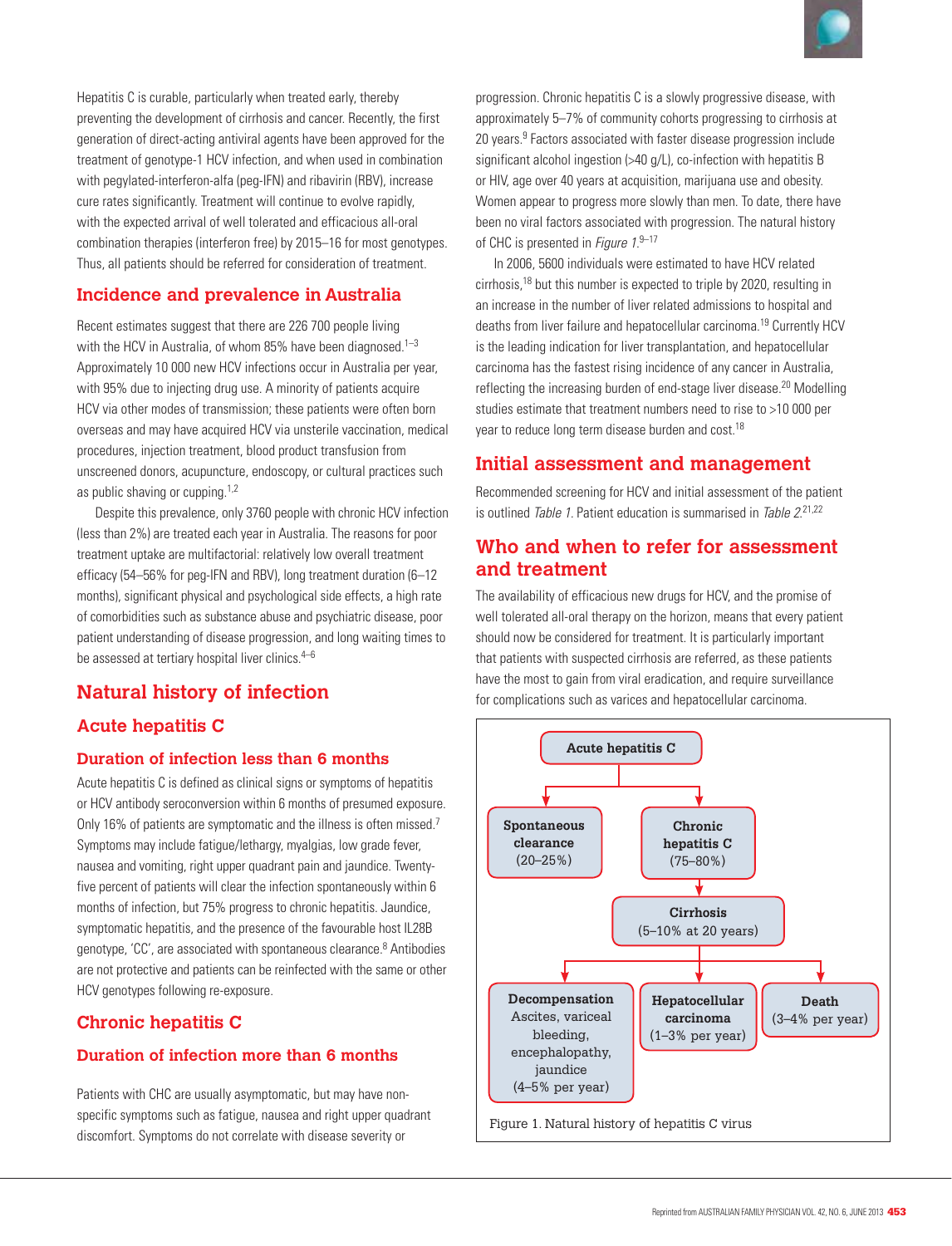Hepatitis C is curable, particularly when treated early, thereby preventing the development of cirrhosis and cancer. Recently, the first generation of direct-acting antiviral agents have been approved for the treatment of genotype-1 HCV infection, and when used in combination with pegylated-interferon-alfa (peg-IFN) and ribavirin (RBV), increase cure rates significantly. Treatment will continue to evolve rapidly, with the expected arrival of well tolerated and efficacious all-oral combination therapies (interferon free) by 2015–16 for most genotypes. Thus, all patients should be referred for consideration of treatment.

## Incidence and prevalence in Australia

Recent estimates suggest that there are 226 700 people living with the HCV in Australia, of whom 85% have been diagnosed.[1–3] Approximately 10 000 new HCV infections occur in Australia per year, with 95% due to injecting drug use. A minority of patients acquire HCV via other modes of transmission; these patients were often born overseas and may have acquired HCV via unsterile vaccination, medical procedures, injection treatment, blood product transfusion from unscreened donors, acupuncture, endoscopy, or cultural practices such as public shaving or cupping.[1,2]

Despite this prevalence, only 3760 people with chronic HCV infection (less than 2%) are treated each year in Australia. The reasons for poor treatment uptake are multifactorial: relatively low overall treatment efficacy (54–56% for peg-IFN and RBV), long treatment duration (6–12 months), significant physical and psychological side effects, a high rate of comorbidities such as substance abuse and psychiatric disease, poor patient understanding of disease progression, and long waiting times to be assessed at tertiary hospital liver clinics.[4–6]

## Natural history of infection

### Acute hepatitis C

#### Duration of infection less than 6 months

Acute hepatitis C is defined as clinical signs or symptoms of hepatitis or HCV antibody seroconversion within 6 months of presumed exposure. Only 16% of patients are symptomatic and the illness is often missed.[7] Symptoms may include fatigue/lethargy, myalgias, low grade fever, nausea and vomiting, right upper quadrant pain and jaundice. Twenty-five percent of patients will clear the infection spontaneously within 6 months of infection, but 75% progress to chronic hepatitis. Jaundice, symptomatic hepatitis, and the presence of the favourable host IL28B genotype, 'CC', are associated with spontaneous clearance.[8] Antibodies are not protective and patients can be reinfected with the same or other HCV genotypes following re-exposure.

### Chronic hepatitis C

#### Duration of infection more than 6 months

Patients with CHC are usually asymptomatic, but may have non-specific symptoms such as fatigue, nausea and right upper quadrant discomfort. Symptoms do not correlate with disease severity or progression. Chronic hepatitis C is a slowly progressive disease, with approximately 5–7% of community cohorts progressing to cirrhosis at 20 years.[9] Factors associated with faster disease progression include significant alcohol ingestion (>40 g/L), co-infection with hepatitis B or HIV, age over 40 years at acquisition, marijuana use and obesity. Women appear to progress more slowly than men. To date, there have been no viral factors associated with progression. The natural history of CHC is presented in *Figure 1*.[9–17]

In 2006, 5600 individuals were estimated to have HCV related cirrhosis,[18] but this number is expected to triple by 2020, resulting in an increase in the number of liver related admissions to hospital and deaths from liver failure and hepatocellular carcinoma.[19] Currently HCV is the leading indication for liver transplantation, and hepatocellular carcinoma has the fastest rising incidence of any cancer in Australia, reflecting the increasing burden of end-stage liver disease.[20] Modelling studies estimate that treatment numbers need to rise to >10 000 per year to reduce long term disease burden and cost.[18]

## Initial assessment and management

Recommended screening for HCV and initial assessment of the patient is outlined *Table 1*. Patient education is summarised in *Table 2*.[21,22]

## Who and when to refer for assessment and treatment

The availability of efficacious new drugs for HCV, and the promise of well tolerated all-oral therapy on the horizon, means that every patient should now be considered for treatment. It is particularly important that patients with suspected cirrhosis are referred, as these patients have the most to gain from viral eradication, and require surveillance for complications such as varices and hepatocellular carcinoma.

**Acute hepatitis C**

**Spontaneous clearance** (20–25%)

**Chronic hepatitis C** (75–80%)

**Cirrhosis** (5–10% at 20 years)

**Decompensation** Ascites, variceal bleeding, encephalopathy, jaundice (4–5% per year)

**Hepatocellular carcinoma** (1–3% per year)

**Death** (3–4% per year)

Figure 1. Natural history of hepatitis C virus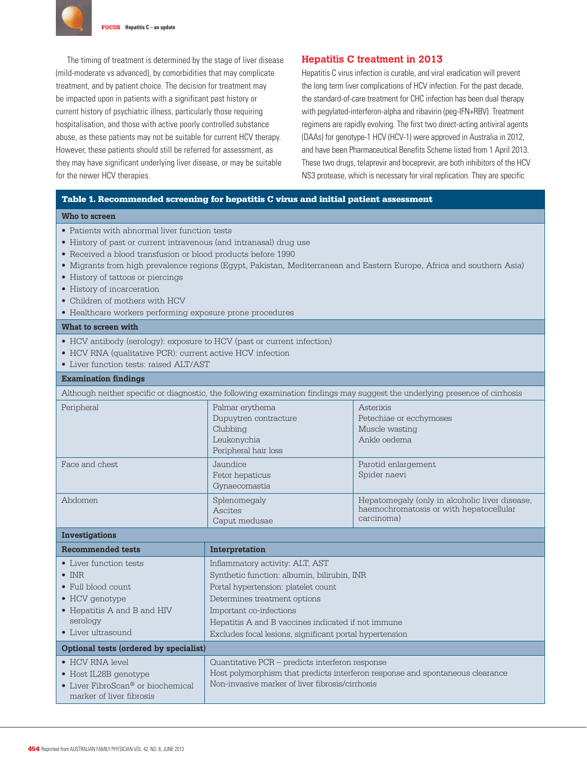The timing of treatment is determined by the stage of liver disease (mild-moderate vs advanced), by comorbidities that may complicate treatment, and by patient choice. The decision for treatment may be impacted upon in patients with a significant past history or current history of psychiatric illness, particularly those requiring hospitalisation, and those with active poorly controlled substance abuse, as these patients may not be suitable for current HCV therapy. However, these patients should still be referred for assessment, as they may have significant underlying liver disease, or may be suitable for the newer HCV therapies.

## Hepatitis C treatment in 2013

Hepatitis C virus infection is curable, and viral eradication will prevent the long term liver complications of HCV infection. For the past decade, the standard-of-care treatment for CHC infection has been dual therapy with pegylated-interferon-alpha and ribavirin (peg-IFN+RBV). Treatment regimens are rapidly evolving. The first two direct-acting antiviral agents (DAAs) for genotype-1 HCV (HCV-1) were approved in Australia in 2012, and have been Pharmaceutical Benefits Scheme listed from 1 April 2013. These two drugs, telaprevir and boceprevir, are both inhibitors of the HCV NS3 protease, which is necessary for viral replication. They are specific

**Table 1. Recommended screening for hepatitis C virus and initial patient assessment**

**Who to screen**

- Patients with abnormal liver function tests
- History of past or current intravenous (and intranasal) drug use
- Received a blood transfusion or blood products before 1990
- Migrants from high prevalence regions (Egypt, Pakistan, Mediterranean and Eastern Europe, Africa and southern Asia)
- History of tattoos or piercings
- History of incarceration
- Children of mothers with HCV
- Healthcare workers performing exposure prone procedures

**What to screen with**

- HCV antibody (serology): exposure to HCV (past or current infection)
- HCV RNA (qualitative PCR): current active HCV infection
- Liver function tests: raised ALT/AST

**Examination findings**

Although neither specific or diagnostic, the following examination findings may suggest the underlying presence of cirrhosis

| | | |
|---|---|---|
| Peripheral | Palmar erythema<br>Dupuytren contracture<br>Clubbing<br>Leukonychia<br>Peripheral hair loss | Asterixis<br>Petechiae or ecchymoses<br>Muscle wasting<br>Ankle oedema |
| Face and chest | Jaundice<br>Fetor hepaticus<br>Gynaecomastia | Parotid enlargement<br>Spider naevi |
| Abdomen | Splenomegaly<br>Ascites<br>Caput medusae | Hepatomegaly (only in alcoholic liver disease, haemochromatosis or with hepatocellular carcinoma) |

**Investigations**

| Recommended tests | Interpretation |
|---|---|
| • Liver function tests | Inflammatory activity: ALT, AST |
| • INR | Synthetic function: albumin, bilirubin, INR |
| • Full blood count | Portal hypertension: platelet count |
| • HCV genotype | Determines treatment options |
| • Hepatitis A and B and HIV serology | Important co-infections<br>Hepatitis A and B vaccines indicated if not immune |
| • Liver ultrasound | Excludes focal lesions, significant portal hypertension |
| **Optional tests (ordered by specialist)** | |
| • HCV RNA level | Quantitative PCR – predicts interferon response |
| • Host IL28B genotype | Host polymorphism that predicts interferon response and spontaneous clearance |
| • Liver FibroScan® or biochemical marker of liver fibrosis | Non-invasive marker of liver fibrosis/cirrhosis |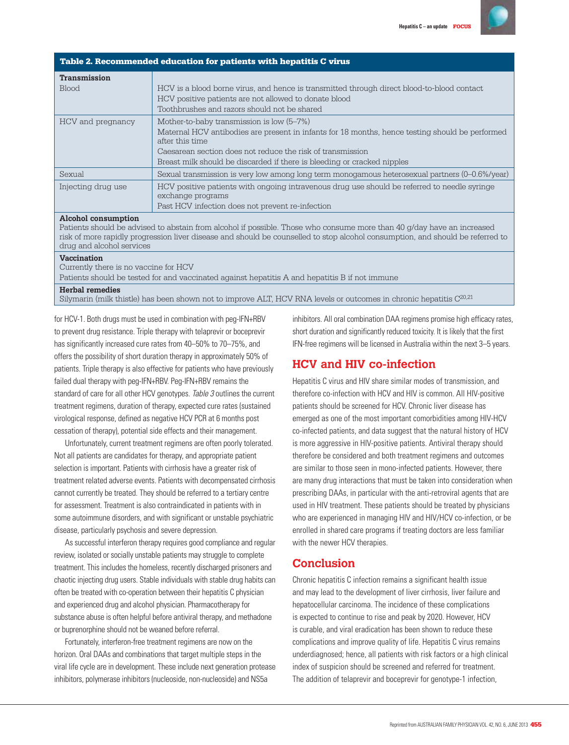**Table 2. Recommended education for patients with hepatitis C virus**

| | |
|---|---|
| **Transmission** | |
| Blood | HCV is a blood borne virus, and hence is transmitted through direct blood-to-blood contact<br>HCV positive patients are not allowed to donate blood<br>Toothbrushes and razors should not be shared |
| HCV and pregnancy | Mother-to-baby transmission is low (5–7%)<br>Maternal HCV antibodies are present in infants for 18 months, hence testing should be performed after this time<br>Caesarean section does not reduce the risk of transmission<br>Breast milk should be discarded if there is bleeding or cracked nipples |
| Sexual | Sexual transmission is very low among long term monogamous heterosexual partners (0–0.6%/year) |
| Injecting drug use | HCV positive patients with ongoing intravenous drug use should be referred to needle syringe exchange programs<br>Past HCV infection does not prevent re-infection |
| **Alcohol consumption**<br>Patients should be advised to abstain from alcohol if possible. Those who consume more than 40 g/day have an increased risk of more rapidly progression liver disease and should be counselled to stop alcohol consumption, and should be referred to drug and alcohol services | |
| **Vaccination**<br>Currently there is no vaccine for HCV<br>Patients should be tested for and vaccinated against hepatitis A and hepatitis B if not immune | |
| **Herbal remedies**<br>Silymarin (milk thistle) has been shown not to improve ALT, HCV RNA levels or outcomes in chronic hepatitis C[20,21] | |

for HCV-1. Both drugs must be used in combination with peg-IFN+RBV to prevent drug resistance. Triple therapy with telaprevir or boceprevir has significantly increased cure rates from 40–50% to 70–75%, and offers the possibility of short duration therapy in approximately 50% of patients. Triple therapy is also effective for patients who have previously failed dual therapy with peg-IFN+RBV. Peg-IFN+RBV remains the standard of care for all other HCV genotypes. *Table 3* outlines the current treatment regimens, duration of therapy, expected cure rates (sustained virological response, defined as negative HCV PCR at 6 months post cessation of therapy), potential side effects and their management.

Unfortunately, current treatment regimens are often poorly tolerated. Not all patients are candidates for therapy, and appropriate patient selection is important. Patients with cirrhosis have a greater risk of treatment related adverse events. Patients with decompensated cirrhosis cannot currently be treated. They should be referred to a tertiary centre for assessment. Treatment is also contraindicated in patients with in some autoimmune disorders, and with significant or unstable psychiatric disease, particularly psychosis and severe depression.

As successful interferon therapy requires good compliance and regular review, isolated or socially unstable patients may struggle to complete treatment. This includes the homeless, recently discharged prisoners and chaotic injecting drug users. Stable individuals with stable drug habits can often be treated with co-operation between their hepatitis C physician and experienced drug and alcohol physician. Pharmacotherapy for substance abuse is often helpful before antiviral therapy, and methadone or buprenorphine should not be weaned before referral.

Fortunately, interferon-free treatment regimens are now on the horizon. Oral DAAs and combinations that target multiple steps in the viral life cycle are in development. These include next generation protease inhibitors, polymerase inhibitors (nucleoside, non-nucleoside) and NS5a inhibitors. All oral combination DAA regimens promise high efficacy rates, short duration and significantly reduced toxicity. It is likely that the first IFN-free regimens will be licensed in Australia within the next 3–5 years.

## HCV and HIV co-infection

Hepatitis C virus and HIV share similar modes of transmission, and therefore co-infection with HCV and HIV is common. All HIV-positive patients should be screened for HCV. Chronic liver disease has emerged as one of the most important comorbidities among HIV-HCV co-infected patients, and data suggest that the natural history of HCV is more aggressive in HIV-positive patients. Antiviral therapy should therefore be considered and both treatment regimens and outcomes are similar to those seen in mono-infected patients. However, there are many drug interactions that must be taken into consideration when prescribing DAAs, in particular with the anti-retroviral agents that are used in HIV treatment. These patients should be treated by physicians who are experienced in managing HIV and HIV/HCV co-infection, or be enrolled in shared care programs if treating doctors are less familiar with the newer HCV therapies.

## Conclusion

Chronic hepatitis C infection remains a significant health issue and may lead to the development of liver cirrhosis, liver failure and hepatocellular carcinoma. The incidence of these complications is expected to continue to rise and peak by 2020. However, HCV is curable, and viral eradication has been shown to reduce these complications and improve quality of life. Hepatitis C virus remains underdiagnosed; hence, all patients with risk factors or a high clinical index of suspicion should be screened and referred for treatment. The addition of telaprevir and boceprevir for genotype-1 infection,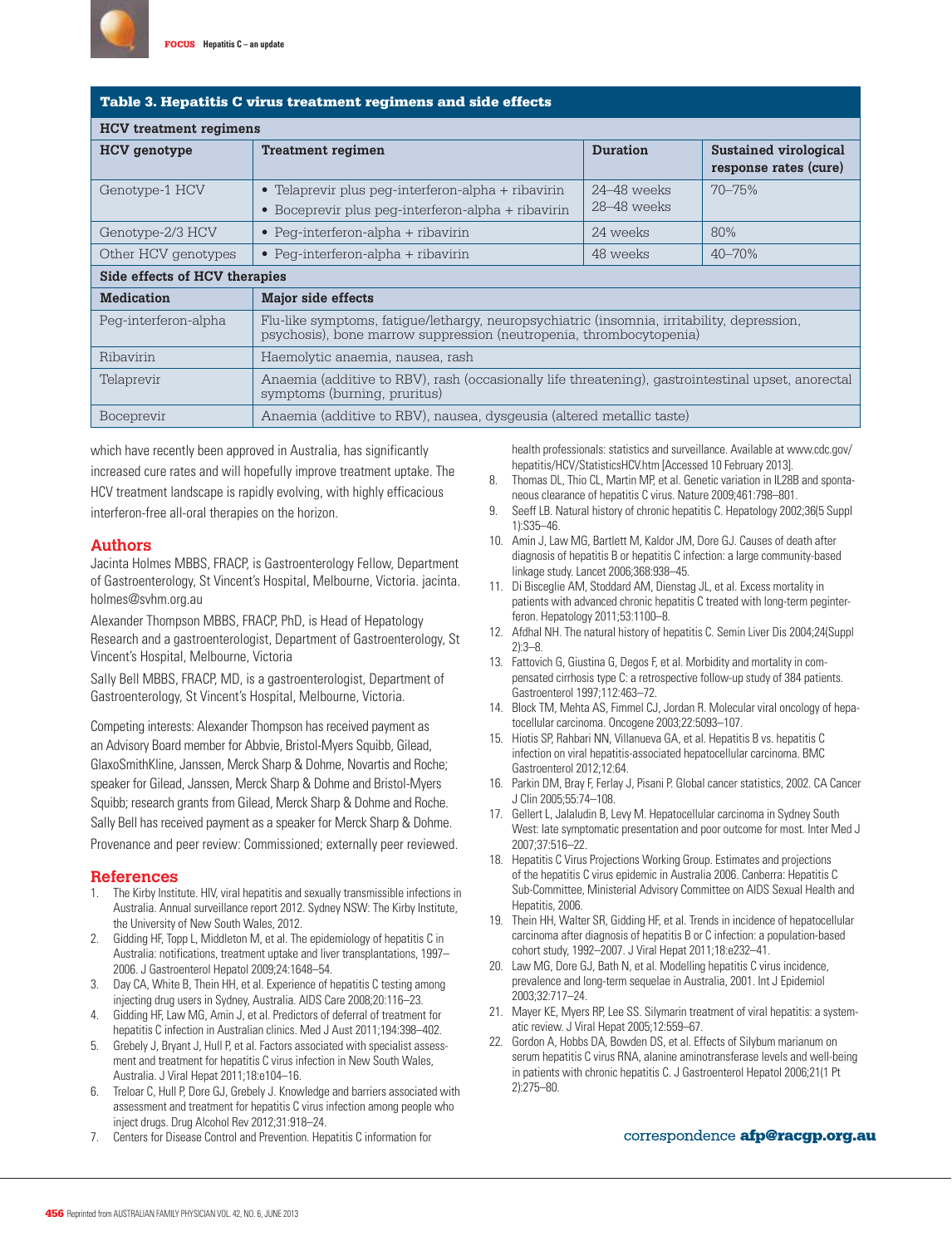**Table 3. Hepatitis C virus treatment regimens and side effects**

| HCV treatment regimens | | | |
|---|---|---|---|
| **HCV genotype** | **Treatment regimen** | **Duration** | **Sustained virological response rates (cure)** |
| Genotype-1 HCV | • Telaprevir plus peg-interferon-alpha + ribavirin<br>• Boceprevir plus peg-interferon-alpha + ribavirin | 24–48 weeks<br>28–48 weeks | 70–75% |
| Genotype-2/3 HCV | • Peg-interferon-alpha + ribavirin | 24 weeks | 80% |
| Other HCV genotypes | • Peg-interferon-alpha + ribavirin | 48 weeks | 40–70% |
| **Side effects of HCV therapies** | | | |
| **Medication** | **Major side effects** | | |
| Peg-interferon-alpha | Flu-like symptoms, fatigue/lethargy, neuropsychiatric (insomnia, irritability, depression, psychosis), bone marrow suppression (neutropenia, thrombocytopenia) | | |
| Ribavirin | Haemolytic anaemia, nausea, rash | | |
| Telaprevir | Anaemia (additive to RBV), rash (occasionally life threatening), gastrointestinal upset, anorectal symptoms (burning, pruritus) | | |
| Boceprevir | Anaemia (additive to RBV), nausea, dysgeusia (altered metallic taste) | | |

which have recently been approved in Australia, has significantly increased cure rates and will hopefully improve treatment uptake. The HCV treatment landscape is rapidly evolving, with highly efficacious interferon-free all-oral therapies on the horizon.

## Authors

Jacinta Holmes MBBS, FRACP, is Gastroenterology Fellow, Department of Gastroenterology, St Vincent's Hospital, Melbourne, Victoria. jacinta.holmes@svhm.org.au

Alexander Thompson MBBS, FRACP, PhD, is Head of Hepatology Research and a gastroenterologist, Department of Gastroenterology, St Vincent's Hospital, Melbourne, Victoria

Sally Bell MBBS, FRACP, MD, is a gastroenterologist, Department of Gastroenterology, St Vincent's Hospital, Melbourne, Victoria.

Competing interests: Alexander Thompson has received payment as an Advisory Board member for Abbvie, Bristol-Myers Squibb, Gilead, GlaxoSmithKline, Janssen, Merck Sharp & Dohme, Novartis and Roche; speaker for Gilead, Janssen, Merck Sharp & Dohme and Bristol-Myers Squibb; research grants from Gilead, Merck Sharp & Dohme and Roche. Sally Bell has received payment as a speaker for Merck Sharp & Dohme.

Provenance and peer review: Commissioned; externally peer reviewed.

## References

1. The Kirby Institute. HIV, viral hepatitis and sexually transmissible infections in Australia. Annual surveillance report 2012. Sydney NSW: The Kirby Institute, the University of New South Wales, 2012.
2. Gidding HF, Topp L, Middleton M, et al. The epidemiology of hepatitis C in Australia: notifications, treatment uptake and liver transplantations, 1997–2006. J Gastroenterol Hepatol 2009;24:1648–54.
3. Day CA, White B, Thein HH, et al. Experience of hepatitis C testing among injecting drug users in Sydney, Australia. AIDS Care 2008;20:116–23.
4. Gidding HF, Law MG, Amin J, et al. Predictors of deferral of treatment for hepatitis C infection in Australian clinics. Med J Aust 2011;194:398–402.
5. Grebely J, Bryant J, Hull P, et al. Factors associated with specialist assessment and treatment for hepatitis C virus infection in New South Wales, Australia. J Viral Hepat 2011;18:e104–16.
6. Treloar C, Hull P, Dore GJ, Grebely J. Knowledge and barriers associated with assessment and treatment for hepatitis C virus infection among people who inject drugs. Drug Alcohol Rev 2012;31:918–24.
7. Centers for Disease Control and Prevention. Hepatitis C information for health professionals: statistics and surveillance. Available at www.cdc.gov/hepatitis/HCV/StatisticsHCV.htm [Accessed 10 February 2013].
8. Thomas DL, Thio CL, Martin MP, et al. Genetic variation in IL28B and spontaneous clearance of hepatitis C virus. Nature 2009;461:798–801.
9. Seeff LB. Natural history of chronic hepatitis C. Hepatology 2002;36(5 Suppl 1):S35–46.
10. Amin J, Law MG, Bartlett M, Kaldor JM, Dore GJ. Causes of death after diagnosis of hepatitis B or hepatitis C infection: a large community-based linkage study. Lancet 2006;368:938–45.
11. Di Bisceglie AM, Stoddard AM, Dienstag JL, et al. Excess mortality in patients with advanced chronic hepatitis C treated with long-term peginterferon. Hepatology 2011;53:1100–8.
12. Afdhal NH. The natural history of hepatitis C. Semin Liver Dis 2004;24(Suppl 2):3–8.
13. Fattovich G, Giustina G, Degos F, et al. Morbidity and mortality in compensated cirrhosis type C: a retrospective follow-up study of 384 patients. Gastroenterol 1997;112:463–72.
14. Block TM, Mehta AS, Fimmel CJ, Jordan R. Molecular viral oncology of hepatocellular carcinoma. Oncogene 2003;22:5093–107.
15. Hiotis SP, Rahbari NN, Villanueva GA, et al. Hepatitis B vs. hepatitis C infection on viral hepatitis-associated hepatocellular carcinoma. BMC Gastroenterol 2012;12:64.
16. Parkin DM, Bray F, Ferlay J, Pisani P. Global cancer statistics, 2002. CA Cancer J Clin 2005;55:74–108.
17. Gellert L, Jalaludin B, Levy M. Hepatocellular carcinoma in Sydney South West: late symptomatic presentation and poor outcome for most. Inter Med J 2007;37:516–22.
18. Hepatitis C Virus Projections Working Group. Estimates and projections of the hepatitis C virus epidemic in Australia 2006. Canberra: Hepatitis C Sub-Committee, Ministerial Advisory Committee on AIDS Sexual Health and Hepatitis, 2006.
19. Thein HH, Walter SR, Gidding HF, et al. Trends in incidence of hepatocellular carcinoma after diagnosis of hepatitis B or C infection: a population-based cohort study, 1992–2007. J Viral Hepat 2011;18:e232–41.
20. Law MG, Dore GJ, Bath N, et al. Modelling hepatitis C virus incidence, prevalence and long-term sequelae in Australia, 2001. Int J Epidemiol 2003;32:717–24.
21. Mayer KE, Myers RP, Lee SS. Silymarin treatment of viral hepatitis: a systematic review. J Viral Hepat 2005;12:559–67.
22. Gordon A, Hobbs DA, Bowden DS, et al. Effects of Silybum marianum on serum hepatitis C virus RNA, alanine aminotransferase levels and well-being in patients with chronic hepatitis C. J Gastroenterol Hepatol 2006;21(1 Pt 2):275–80.

correspondence **afp@racgp.org.au**